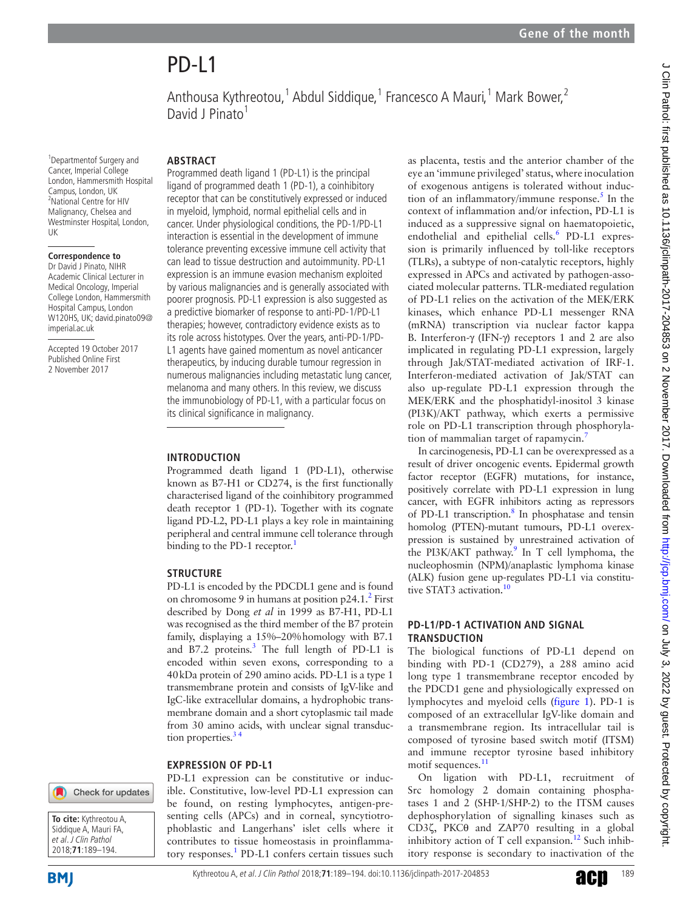# PD-L1

Anthousa Kythreotou,[1] Abdul Siddique,[1] Francesco A Mauri,[1] Mark Bower,[2] David J Pinato[1]

[1]Departmentof Surgery and Cancer, Imperial College London, Hammersmith Hospital Campus, London, UK
[2]National Centre for HIV Malignancy, Chelsea and Westminster Hospital, London, UK

**Correspondence to**
Dr David J Pinato, NIHR Academic Clinical Lecturer in Medical Oncology, Imperial College London, Hammersmith Hospital Campus, London W120HS, UK; david.pinato09@imperial.ac.uk

Accepted 19 October 2017
Published Online First 2 November 2017

## ABSTRACT

Programmed death ligand 1 (PD-L1) is the principal ligand of programmed death 1 (PD-1), a coinhibitory receptor that can be constitutively expressed or induced in myeloid, lymphoid, normal epithelial cells and in cancer. Under physiological conditions, the PD-1/PD-L1 interaction is essential in the development of immune tolerance preventing excessive immune cell activity that can lead to tissue destruction and autoimmunity. PD-L1 expression is an immune evasion mechanism exploited by various malignancies and is generally associated with poorer prognosis. PD-L1 expression is also suggested as a predictive biomarker of response to anti-PD-1/PD-L1 therapies; however, contradictory evidence exists as to its role across histotypes. Over the years, anti-PD-1/PD-L1 agents have gained momentum as novel anticancer therapeutics, by inducing durable tumour regression in numerous malignancies including metastatic lung cancer, melanoma and many others. In this review, we discuss the immunobiology of PD-L1, with a particular focus on its clinical significance in malignancy.

## INTRODUCTION

Programmed death ligand 1 (PD-L1), otherwise known as B7-H1 or CD274, is the first functionally characterised ligand of the coinhibitory programmed death receptor 1 (PD-1). Together with its cognate ligand PD-L2, PD-L1 plays a key role in maintaining peripheral and central immune cell tolerance through binding to the PD-1 receptor.[1]

## STRUCTURE

PD-L1 is encoded by the PDCDL1 gene and is found on chromosome 9 in humans at position p24.1.[2] First described by Dong *et al* in 1999 as B7-H1, PD-L1 was recognised as the third member of the B7 protein family, displaying a 15%–20% homology with B7.1 and B7.2 proteins.[3] The full length of PD-L1 is encoded within seven exons, corresponding to a 40 kDa protein of 290 amino acids. PD-L1 is a type 1 transmembrane protein and consists of IgV-like and IgC-like extracellular domains, a hydrophobic transmembrane domain and a short cytoplasmic tail made from 30 amino acids, with unclear signal transduction properties.[3,4]

## EXPRESSION OF PD-L1

PD-L1 expression can be constitutive or inducible. Constitutive, low-level PD-L1 expression can be found, on resting lymphocytes, antigen-presenting cells (APCs) and in corneal, syncytiotrophoblastic and Langerhans' islet cells where it contributes to tissue homeostasis in proinflammatory responses.[1] PD-L1 confers certain tissues such as placenta, testis and the anterior chamber of the eye an 'immune privileged' status, where inoculation of exogenous antigens is tolerated without induction of an inflammatory/immune response.[5] In the context of inflammation and/or infection, PD-L1 is induced as a suppressive signal on haematopoietic, endothelial and epithelial cells.[6] PD-L1 expression is primarily influenced by toll-like receptors (TLRs), a subtype of non-catalytic receptors, highly expressed in APCs and activated by pathogen-associated molecular patterns. TLR-mediated regulation of PD-L1 relies on the activation of the MEK/ERK kinases, which enhance PD-L1 messenger RNA (mRNA) transcription via nuclear factor kappa B. Interferon-γ (IFN-γ) receptors 1 and 2 are also implicated in regulating PD-L1 expression, largely through Jak/STAT-mediated activation of IRF-1. Interferon-mediated activation of Jak/STAT can also up-regulate PD-L1 expression through the MEK/ERK and the phosphatidyl-inositol 3 kinase (PI3K)/AKT pathway, which exerts a permissive role on PD-L1 transcription through phosphorylation of mammalian target of rapamycin.[7]

In carcinogenesis, PD-L1 can be overexpressed as a result of driver oncogenic events. Epidermal growth factor receptor (EGFR) mutations, for instance, positively correlate with PD-L1 expression in lung cancer, with EGFR inhibitors acting as repressors of PD-L1 transcription.[8] In phosphatase and tensin homolog (PTEN)-mutant tumours, PD-L1 overexpression is sustained by unrestrained activation of the PI3K/AKT pathway.[9] In T cell lymphoma, the nucleophosmin (NPM)/anaplastic lymphoma kinase (ALK) fusion gene up-regulates PD-L1 via constitutive STAT3 activation.[10]

## PD-L1/PD-1 ACTIVATION AND SIGNAL TRANSDUCTION

The biological functions of PD-L1 depend on binding with PD-1 (CD279), a 288 amino acid long type 1 transmembrane receptor encoded by the PDCD1 gene and physiologically expressed on lymphocytes and myeloid cells (figure 1). PD-1 is composed of an extracellular IgV-like domain and a transmembrane region. Its intracellular tail is composed of tyrosine based switch motif (ITSM) and immune receptor tyrosine based inhibitory motif sequences.[11]

On ligation with PD-L1, recruitment of Src homology 2 domain containing phosphatases 1 and 2 (SHP-1/SHP-2) to the ITSM causes dephosphorylation of signalling kinases such as CD3ζ, PKCθ and ZAP70 resulting in a global inhibitory action of T cell expansion.[12] Such inhibitory response is secondary to inactivation of the

**To cite:** Kythreotou A, Siddique A, Mauri FA, *et al. J Clin Pathol* 2018;**71**:189–194.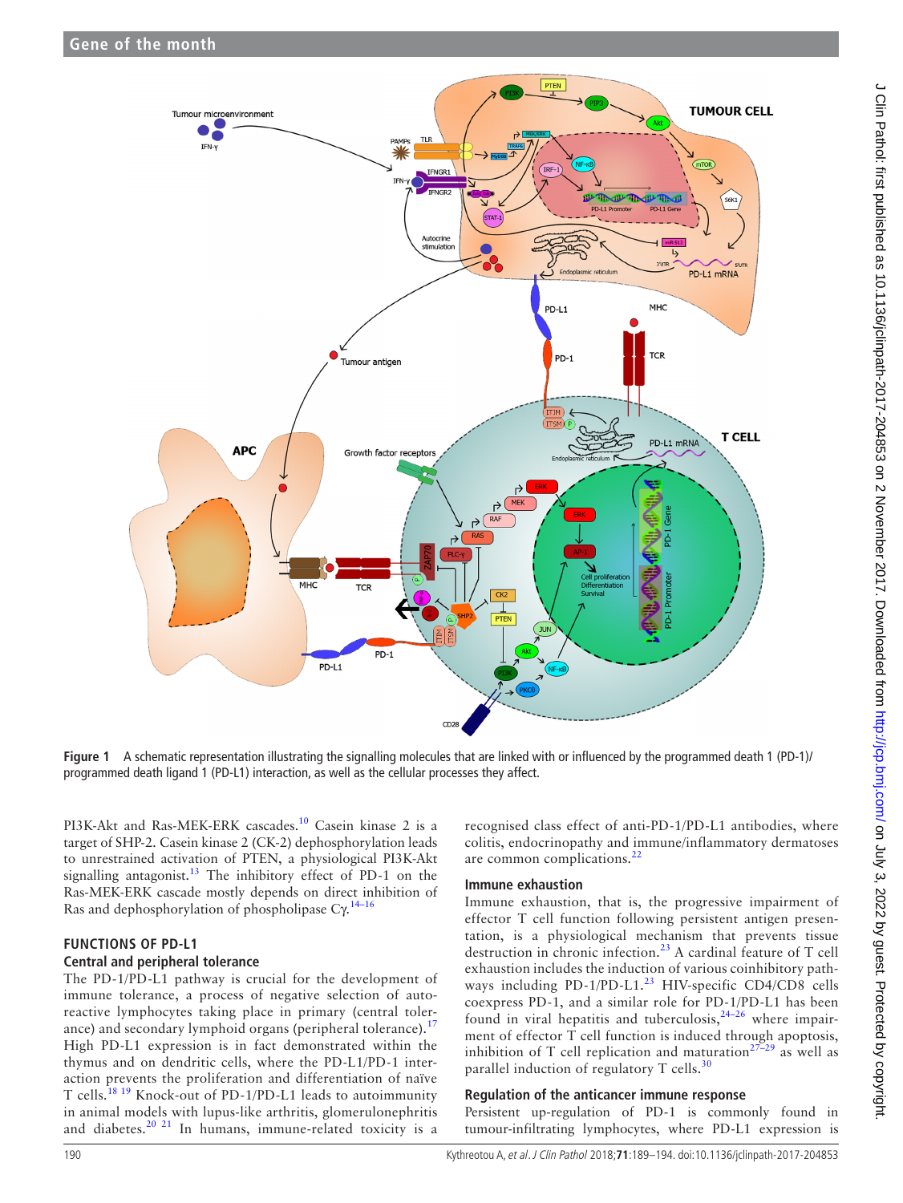Figure 1 A schematic representation illustrating the signalling molecules that are linked with or influenced by the programmed death 1 (PD-1)/programmed death ligand 1 (PD-L1) interaction, as well as the cellular processes they affect.

PI3K-Akt and Ras-MEK-ERK cascades.[10] Casein kinase 2 is a target of SHP-2. Casein kinase 2 (CK-2) dephosphorylation leads to unrestrained activation of PTEN, a physiological PI3K-Akt signalling antagonist.[13] The inhibitory effect of PD-1 on the Ras-MEK-ERK cascade mostly depends on direct inhibition of Ras and dephosphorylation of phospholipase Cγ.[14–16]

## FUNCTIONS OF PD-L1

### Central and peripheral tolerance

The PD-1/PD-L1 pathway is crucial for the development of immune tolerance, a process of negative selection of autoreactive lymphocytes taking place in primary (central tolerance) and secondary lymphoid organs (peripheral tolerance).[17] High PD-L1 expression is in fact demonstrated within the thymus and on dendritic cells, where the PD-L1/PD-1 interaction prevents the proliferation and differentiation of naïve T cells.[18 19] Knock-out of PD-1/PD-L1 leads to autoimmunity in animal models with lupus-like arthritis, glomerulonephritis and diabetes.[20 21] In humans, immune-related toxicity is a recognised class effect of anti-PD-1/PD-L1 antibodies, where colitis, endocrinopathy and immune/inflammatory dermatoses are common complications.[22]

### Immune exhaustion

Immune exhaustion, that is, the progressive impairment of effector T cell function following persistent antigen presentation, is a physiological mechanism that prevents tissue destruction in chronic infection.[23] A cardinal feature of T cell exhaustion includes the induction of various coinhibitory pathways including PD-1/PD-L1.[23] HIV-specific CD4/CD8 cells coexpress PD-1, and a similar role for PD-1/PD-L1 has been found in viral hepatitis and tuberculosis,[24–26] where impairment of effector T cell function is induced through apoptosis, inhibition of T cell replication and maturation[27–29] as well as parallel induction of regulatory T cells.[30]

### Regulation of the anticancer immune response

Persistent up-regulation of PD-1 is commonly found in tumour-infiltrating lymphocytes, where PD-L1 expression is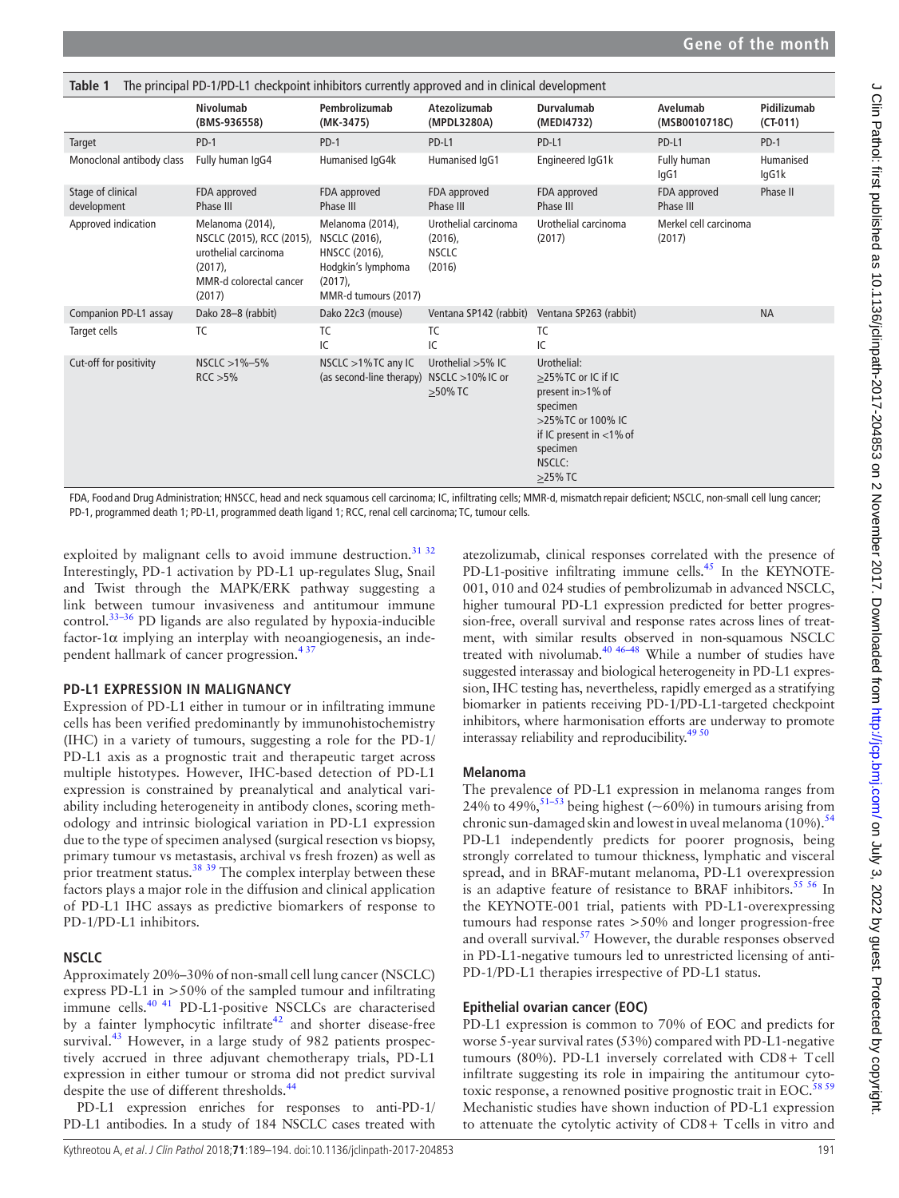**Table 1** The principal PD-1/PD-L1 checkpoint inhibitors currently approved and in clinical development

| | Nivolumab (BMS-936558) | Pembrolizumab (MK-3475) | Atezolizumab (MPDL3280A) | Durvalumab (MEDI4732) | Avelumab (MSB0010718C) | Pidilizumab (CT-011) |
|---|---|---|---|---|---|---|
| Target | PD-1 | PD-1 | PD-L1 | PD-L1 | PD-L1 | PD-1 |
| Monoclonal antibody class | Fully human IgG4 | Humanised IgG4k | Humanised IgG1 | Engineered IgG1k | Fully human IgG1 | Humanised IgG1k |
| Stage of clinical development | FDA approved Phase III | FDA approved Phase III | FDA approved Phase III | FDA approved Phase III | FDA approved Phase III | Phase II |
| Approved indication | Melanoma (2014), NSCLC (2015), RCC (2015), urothelial carcinoma (2017), MMR-d colorectal cancer (2017) | Melanoma (2014), NSCLC (2016), HNSCC (2016), Hodgkin's lymphoma (2017), MMR-d tumours (2017) | Urothelial carcinoma (2016), NSCLC (2016) | Urothelial carcinoma (2017) | Merkel cell carcinoma (2017) | |
| Companion PD-L1 assay | Dako 28–8 (rabbit) | Dako 22c3 (mouse) | Ventana SP142 (rabbit) | Ventana SP263 (rabbit) | | NA |
| Target cells | TC | TC IC | TC IC | TC IC | | |
| Cut-off for positivity | NSCLC >1%–5% RCC >5% | NSCLC >1%TC any IC (as second-line therapy) | Urothelial >5% IC NSCLC >10% IC or ≥50% TC | Urothelial: ≥25%TC or IC if IC present in>1% of specimen >25%TC or 100% IC if IC present in <1% of specimen NSCLC: ≥25% TC | | |

FDA, Food and Drug Administration; HNSCC, head and neck squamous cell carcinoma; IC, infiltrating cells; MMR-d, mismatch repair deficient; NSCLC, non-small cell lung cancer; PD-1, programmed death 1; PD-L1, programmed death ligand 1; RCC, renal cell carcinoma; TC, tumour cells.

exploited by malignant cells to avoid immune destruction.[31 32] Interestingly, PD-1 activation by PD-L1 up-regulates Slug, Snail and Twist through the MAPK/ERK pathway suggesting a link between tumour invasiveness and antitumour immune control.[33–36] PD ligands are also regulated by hypoxia-inducible factor-1α implying an interplay with neoangiogenesis, an independent hallmark of cancer progression.[4 37]

## PD-L1 EXPRESSION IN MALIGNANCY

Expression of PD-L1 either in tumour or in infiltrating immune cells has been verified predominantly by immunohistochemistry (IHC) in a variety of tumours, suggesting a role for the PD-1/PD-L1 axis as a prognostic trait and therapeutic target across multiple histotypes. However, IHC-based detection of PD-L1 expression is constrained by preanalytical and analytical variability including heterogeneity in antibody clones, scoring methodology and intrinsic biological variation in PD-L1 expression due to the type of specimen analysed (surgical resection vs biopsy, primary tumour vs metastasis, archival vs fresh frozen) as well as prior treatment status.[38 39] The complex interplay between these factors plays a major role in the diffusion and clinical application of PD-L1 IHC assays as predictive biomarkers of response to PD-1/PD-L1 inhibitors.

### NSCLC

Approximately 20%–30% of non-small cell lung cancer (NSCLC) express PD-L1 in >50% of the sampled tumour and infiltrating immune cells.[40 41] PD-L1-positive NSCLCs are characterised by a fainter lymphocytic infiltrate[42] and shorter disease-free survival.[43] However, in a large study of 982 patients prospectively accrued in three adjuvant chemotherapy trials, PD-L1 expression in either tumour or stroma did not predict survival despite the use of different thresholds.[44]

PD-L1 expression enriches for responses to anti-PD-1/PD-L1 antibodies. In a study of 184 NSCLC cases treated with atezolizumab, clinical responses correlated with the presence of PD-L1-positive infiltrating immune cells.[45] In the KEYNOTE-001, 010 and 024 studies of pembrolizumab in advanced NSCLC, higher tumoural PD-L1 expression predicted for better progression-free, overall survival and response rates across lines of treatment, with similar results observed in non-squamous NSCLC treated with nivolumab.[40 46–48] While a number of studies have suggested interassay and biological heterogeneity in PD-L1 expression, IHC testing has, nevertheless, rapidly emerged as a stratifying biomarker in patients receiving PD-1/PD-L1-targeted checkpoint inhibitors, where harmonisation efforts are underway to promote interassay reliability and reproducibility.[49 50]

### Melanoma

The prevalence of PD-L1 expression in melanoma ranges from 24% to 49%,[51–53] being highest (~60%) in tumours arising from chronic sun-damaged skin and lowest in uveal melanoma (10%).[54] PD-L1 independently predicts for poorer prognosis, being strongly correlated to tumour thickness, lymphatic and visceral spread, and in BRAF-mutant melanoma, PD-L1 overexpression is an adaptive feature of resistance to BRAF inhibitors.[55 56] In the KEYNOTE-001 trial, patients with PD-L1-overexpressing tumours had response rates >50% and longer progression-free and overall survival.[57] However, the durable responses observed in PD-L1-negative tumours led to unrestricted licensing of anti-PD-1/PD-L1 therapies irrespective of PD-L1 status.

### Epithelial ovarian cancer (EOC)

PD-L1 expression is common to 70% of EOC and predicts for worse 5-year survival rates (53%) compared with PD-L1-negative tumours (80%). PD-L1 inversely correlated with CD8+ T cell infiltrate suggesting its role in impairing the antitumour cytotoxic response, a renowned positive prognostic trait in EOC.[58 59] Mechanistic studies have shown induction of PD-L1 expression to attenuate the cytolytic activity of CD8+ T cells in vitro and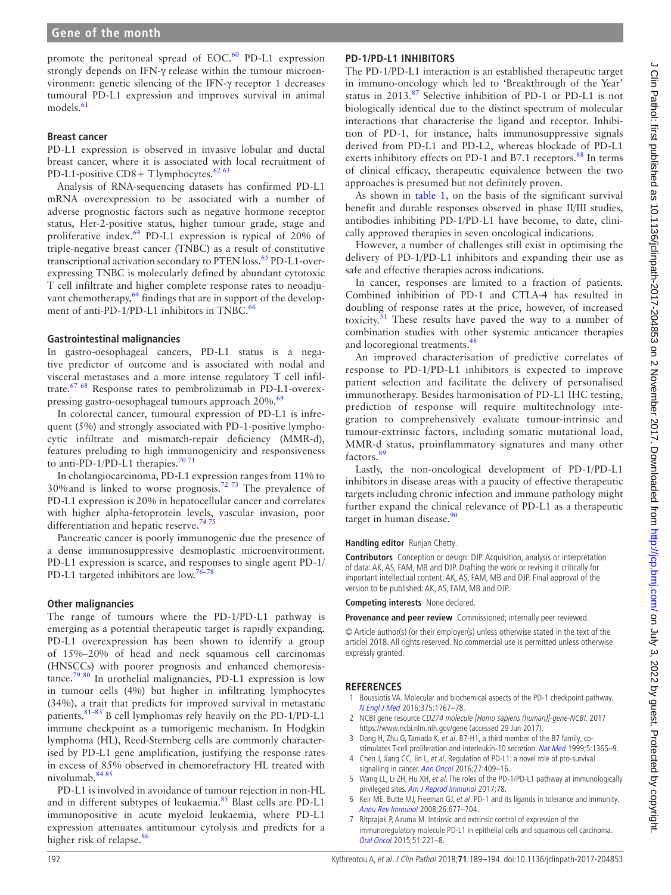promote the peritoneal spread of EOC.[60] PD-L1 expression strongly depends on IFN-γ release within the tumour microenvironment: genetic silencing of the IFN-γ receptor 1 decreases tumoural PD-L1 expression and improves survival in animal models.[61]

### Breast cancer

PD-L1 expression is observed in invasive lobular and ductal breast cancer, where it is associated with local recruitment of PD-L1-positive CD8+ T lymphocytes.[62 63]

Analysis of RNA-sequencing datasets has confirmed PD-L1 mRNA overexpression to be associated with a number of adverse prognostic factors such as negative hormone receptor status, Her-2-positive status, higher tumour grade, stage and proliferative index.[64] PD-L1 expression is typical of 20% of triple-negative breast cancer (TNBC) as a result of constitutive transcriptional activation secondary to PTEN loss.[65] PD-L1-overexpressing TNBC is molecularly defined by abundant cytotoxic T cell infiltrate and higher complete response rates to neoadjuvant chemotherapy,[64] findings that are in support of the development of anti-PD-1/PD-L1 inhibitors in TNBC.[66]

### Gastrointestinal malignancies

In gastro-oesophageal cancers, PD-L1 status is a negative predictor of outcome and is associated with nodal and visceral metastases and a more intense regulatory T cell infiltrate.[67 68] Response rates to pembrolizumab in PD-L1-overexpressing gastro-oesophageal tumours approach 20%.[69]

In colorectal cancer, tumoural expression of PD-L1 is infrequent (5%) and strongly associated with PD-1-positive lymphocytic infiltrate and mismatch-repair deficiency (MMR-d), features preluding to high immunogenicity and responsiveness to anti-PD-1/PD-L1 therapies.[70 71]

In cholangiocarcinoma, PD-L1 expression ranges from 11% to 30% and is linked to worse prognosis.[72 73] The prevalence of PD-L1 expression is 20% in hepatocellular cancer and correlates with higher alpha-fetoprotein levels, vascular invasion, poor differentiation and hepatic reserve.[74 75]

Pancreatic cancer is poorly immunogenic due the presence of a dense immunosuppressive desmoplastic microenvironment. PD-L1 expression is scarce, and responses to single agent PD-1/PD-L1 targeted inhibitors are low.[76–78]

### Other malignancies

The range of tumours where the PD-1/PD-L1 pathway is emerging as a potential therapeutic target is rapidly expanding. PD-L1 overexpression has been shown to identify a group of 15%–20% of head and neck squamous cell carcinomas (HNSCCs) with poorer prognosis and enhanced chemoresistance.[79 80] In urothelial malignancies, PD-L1 expression is low in tumour cells (4%) but higher in infiltrating lymphocytes (34%), a trait that predicts for improved survival in metastatic patients.[81–83] B cell lymphomas rely heavily on the PD-1/PD-L1 immune checkpoint as a tumorigenic mechanism. In Hodgkin lymphoma (HL), Reed-Sternberg cells are commonly characterised by PD-L1 gene amplification, justifying the response rates in excess of 85% observed in chemorefractory HL treated with nivolumab.[84 85]

PD-L1 is involved in avoidance of tumour rejection in non-HL and in different subtypes of leukaemia.[85] Blast cells are PD-L1 immunopositive in acute myeloid leukaemia, where PD-L1 expression attenuates antitumour cytolysis and predicts for a higher risk of relapse.[86]

## PD-1/PD-L1 INHIBITORS

The PD-1/PD-L1 interaction is an established therapeutic target in immuno-oncology which led to 'Breakthrough of the Year' status in 2013.[87] Selective inhibition of PD-1 or PD-L1 is not biologically identical due to the distinct spectrum of molecular interactions that characterise the ligand and receptor. Inhibition of PD-1, for instance, halts immunosuppressive signals derived from PD-L1 and PD-L2, whereas blockade of PD-L1 exerts inhibitory effects on PD-1 and B7.1 receptors.[88] In terms of clinical efficacy, therapeutic equivalence between the two approaches is presumed but not definitely proven.

As shown in table 1, on the basis of the significant survival benefit and durable responses observed in phase II/III studies, antibodies inhibiting PD-1/PD-L1 have become, to date, clinically approved therapies in seven oncological indications.

However, a number of challenges still exist in optimising the delivery of PD-1/PD-L1 inhibitors and expanding their use as safe and effective therapies across indications.

In cancer, responses are limited to a fraction of patients. Combined inhibition of PD-1 and CTLA-4 has resulted in doubling of response rates at the price, however, of increased toxicity.[51] These results have paved the way to a number of combination studies with other systemic anticancer therapies and locoregional treatments.[48]

An improved characterisation of predictive correlates of response to PD-1/PD-L1 inhibitors is expected to improve patient selection and facilitate the delivery of personalised immunotherapy. Besides harmonisation of PD-L1 IHC testing, prediction of response will require multitechnology integration to comprehensively evaluate tumour-intrinsic and tumour-extrinsic factors, including somatic mutational load, MMR-d status, proinflammatory signatures and many other factors.[89]

Lastly, the non-oncological development of PD-1/PD-L1 inhibitors in disease areas with a paucity of effective therapeutic targets including chronic infection and immune pathology might further expand the clinical relevance of PD-L1 as a therapeutic target in human disease.[90]

**Handling editor** Runjan Chetty.

**Contributors** Conception or design: DJP. Acquisition, analysis or interpretation of data: AK, AS, FAM, MB and DJP. Drafting the work or revising it critically for important intellectual content: AK, AS, FAM, MB and DJP. Final approval of the version to be published: AK, AS, FAM, MB and DJP.

**Competing interests** None declared.

**Provenance and peer review** Commissioned; internally peer reviewed.

© Article author(s) (or their employer(s) unless otherwise stated in the text of the article) 2018. All rights reserved. No commercial use is permitted unless otherwise expressly granted.

## REFERENCES

1. Boussiotis VA. Molecular and biochemical aspects of the PD-1 checkpoint pathway. *N Engl J Med* 2016;375:1767–78.
2. NCBI gene resource *CD274 molecule [Homo sapiens (human)]-gene-NCBI*. 2017 https://www.ncbi.nlm.nih.gov/gene (accessed 29 Jun 2017).
3. Dong H, Zhu G, Tamada K, *et al*. B7-H1, a third member of the B7 family, co-stimulates T-cell proliferation and interleukin-10 secretion. *Nat Med* 1999;5:1365–9.
4. Chen J, Jiang CC, Jin L, *et al*. Regulation of PD-L1: a novel role of pro-survival signalling in cancer. *Ann Oncol* 2016;27:409–16.
5. Wang LL, Li ZH, Hu XH, *et al*. The roles of the PD-1/PD-L1 pathway at immunologically privileged sites. *Am J Reprod Immunol* 2017;78.
6. Keir ME, Butte MJ, Freeman GJ, *et al*. PD-1 and its ligands in tolerance and immunity. *Annu Rev Immunol* 2008;26:677–704.
7. Ritprajak P, Azuma M. Intrinsic and extrinsic control of expression of the immunoregulatory molecule PD-L1 in epithelial cells and squamous cell carcinoma. *Oral Oncol* 2015;51:221–8.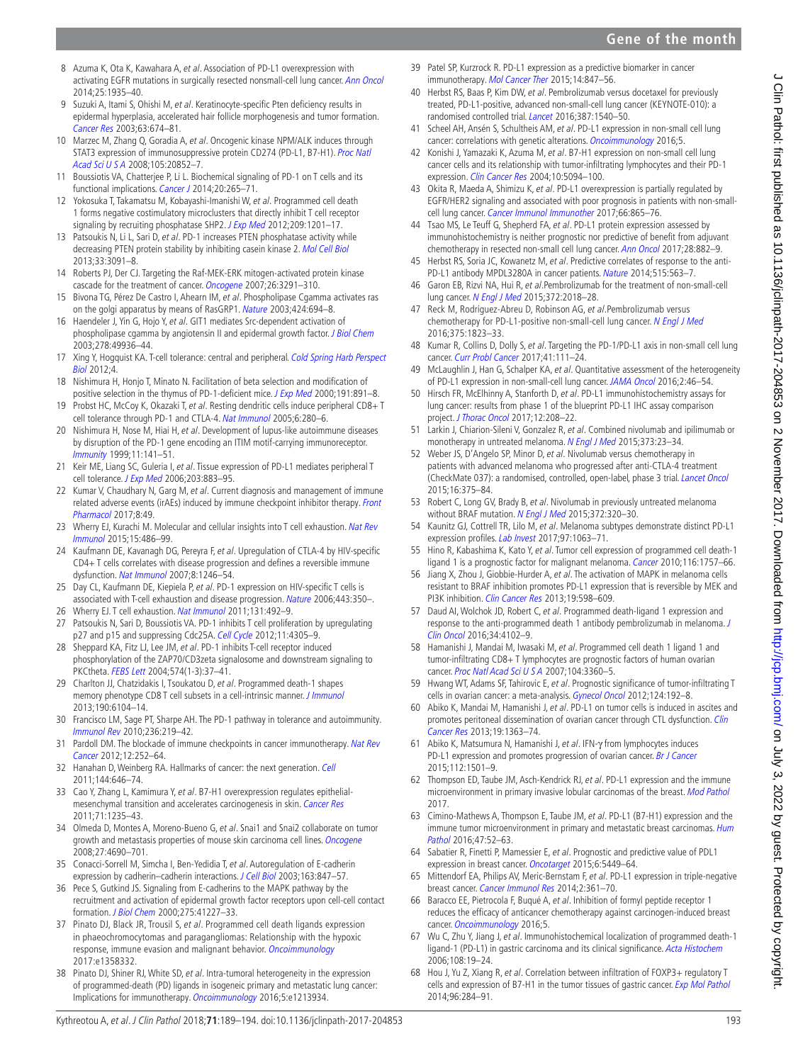8 Azuma K, Ota K, Kawahara A, *et al*. Association of PD-L1 overexpression with activating EGFR mutations in surgically resected nonsmall-cell lung cancer. *Ann Oncol* 2014;25:1935–40.

9 Suzuki A, Itami S, Ohishi M, *et al*. Keratinocyte-specific Pten deficiency results in epidermal hyperplasia, accelerated hair follicle morphogenesis and tumor formation. *Cancer Res* 2003;63:674–81.

10 Marzec M, Zhang Q, Goradia A, *et al*. Oncogenic kinase NPM/ALK induces through STAT3 expression of immunosuppressive protein CD274 (PD-L1, B7-H1). *Proc Natl Acad Sci U S A* 2008;105:20852–7.

11 Boussiotis VA, Chatterjee P, Li L. Biochemical signaling of PD-1 on T cells and its functional implications. *Cancer J* 2014;20:265–71.

12 Yokosuka T, Takamatsu M, Kobayashi-Imanishi W, *et al*. Programmed cell death 1 forms negative costimulatory microclusters that directly inhibit T cell receptor signaling by recruiting phosphatase SHP2. *J Exp Med* 2012;209:1201–17.

13 Patsoukis N, Li L, Sari D, *et al*. PD-1 increases PTEN phosphatase activity while decreasing PTEN protein stability by inhibiting casein kinase 2. *Mol Cell Biol* 2013;33:3091–8.

14 Roberts PJ, Der CJ. Targeting the Raf-MEK-ERK mitogen-activated protein kinase cascade for the treatment of cancer. *Oncogene* 2007;26:3291–310.

15 Bivona TG, Pérez De Castro I, Ahearn IM, *et al*. Phospholipase Cgamma activates ras on the golgi apparatus by means of RasGRP1. *Nature* 2003;424:694–8.

16 Haendeler J, Yin G, Hojo Y, *et al*. GIT1 mediates Src-dependent activation of phospholipase cgamma by angiotensin II and epidermal growth factor. *J Biol Chem* 2003;278:49936–44.

17 Xing Y, Hogquist KA. T-cell tolerance: central and peripheral. *Cold Spring Harb Perspect Biol* 2012;4.

18 Nishimura H, Honjo T, Minato N. Facilitation of beta selection and modification of positive selection in the thymus of PD-1-deficient mice. *J Exp Med* 2000;191:891–8.

19 Probst HC, McCoy K, Okazaki T, *et al*. Resting dendritic cells induce peripheral CD8+ T cell tolerance through PD-1 and CTLA-4. *Nat Immunol* 2005;6:280–6.

20 Nishimura H, Nose M, Hiai H, *et al*. Development of lupus-like autoimmune diseases by disruption of the PD-1 gene encoding an ITIM motif-carrying immunoreceptor. *Immunity* 1999;11:141–51.

21 Keir ME, Liang SC, Guleria I, *et al*. Tissue expression of PD-L1 mediates peripheral T cell tolerance. *J Exp Med* 2006;203:883–95.

22 Kumar V, Chaudhary N, Garg M, *et al*. Current diagnosis and management of immune related adverse events (irAEs) induced by immune checkpoint inhibitor therapy. *Front Pharmacol* 2017;8:49.

23 Wherry EJ, Kurachi M. Molecular and cellular insights into T cell exhaustion. *Nat Rev Immunol* 2015;15:486–99.

24 Kaufmann DE, Kavanagh DG, Pereyra F, *et al*. Upregulation of CTLA-4 by HIV-specific CD4+ T cells correlates with disease progression and defines a reversible immune dysfunction. *Nat Immunol* 2007;8:1246–54.

25 Day CL, Kaufmann DE, Kiepiela P, *et al*. PD-1 expression on HIV-specific T cells is associated with T-cell exhaustion and disease progression. *Nature* 2006;443:350–.

26 Wherry EJ. T cell exhaustion. *Nat Immunol* 2011;131:492–9.

27 Patsoukis N, Sari D, Boussiotis VA. PD-1 inhibits T cell proliferation by upregulating p27 and p15 and suppressing Cdc25A. *Cell Cycle* 2012;11:4305–9.

28 Sheppard KA, Fitz LJ, Lee JM, *et al*. PD-1 inhibits T-cell receptor induced phosphorylation of the ZAP70/CD3zeta signalosome and downstream signaling to PKCtheta. *FEBS Lett* 2004;574(1-3):37–41.

29 Charlton JJ, Chatzidakis I, Tsoukatou D, *et al*. Programmed death-1 shapes memory phenotype CD8 T cell subsets in a cell-intrinsic manner. *J Immunol* 2013;190:6104–14.

30 Francisco LM, Sage PT, Sharpe AH. The PD-1 pathway in tolerance and autoimmunity. *Immunol Rev* 2010;236:219–42.

31 Pardoll DM. The blockade of immune checkpoints in cancer immunotherapy. *Nat Rev Cancer* 2012;12:252–64.

32 Hanahan D, Weinberg RA. Hallmarks of cancer: the next generation. *Cell* 2011;144:646–74.

33 Cao Y, Zhang L, Kamimura Y, *et al*. B7-H1 overexpression regulates epithelial-mesenchymal transition and accelerates carcinogenesis in skin. *Cancer Res* 2011;71:1235–43.

34 Olmeda D, Montes A, Moreno-Bueno G, *et al*. Snai1 and Snai2 collaborate on tumor growth and metastasis properties of mouse skin carcinoma cell lines. *Oncogene* 2008;27:4690–701.

35 Conacci-Sorrell M, Simcha I, Ben-Yedidia T, *et al*. Autoregulation of E-cadherin expression by cadherin–cadherin interactions. *J Cell Biol* 2003;163:847–57.

36 Pece S, Gutkind JS. Signaling from E-cadherins to the MAPK pathway by the recruitment and activation of epidermal growth factor receptors upon cell-cell contact formation. *J Biol Chem* 2000;275:41227–33.

37 Pinato DJ, Black JR, Trousil S, *et al*. Programmed cell death ligands expression in phaeochromocytomas and paragangliomas: Relationship with the hypoxic response, immune evasion and malignant behavior. *Oncoimmunology* 2017:e1358332.

38 Pinato DJ, Shiner RJ, White SD, *et al*. Intra-tumoral heterogeneity in the expression of programmed-death (PD) ligands in isogeneic primary and metastatic lung cancer: Implications for immunotherapy. *Oncoimmunology* 2016;5:e1213934.

39 Patel SP, Kurzrock R. PD-L1 expression as a predictive biomarker in cancer immunotherapy. *Mol Cancer Ther* 2015;14:847–56.

40 Herbst RS, Baas P, Kim DW, *et al*. Pembrolizumab versus docetaxel for previously treated, PD-L1-positive, advanced non-small-cell lung cancer (KEYNOTE-010): a randomised controlled trial. *Lancet* 2016;387:1540–50.

41 Scheel AH, Ansén S, Schultheis AM, *et al*. PD-L1 expression in non-small cell lung cancer: correlations with genetic alterations. *Oncoimmunology* 2016;5.

42 Konishi J, Yamazaki K, Azuma M, *et al*. B7-H1 expression on non-small cell lung cancer cells and its relationship with tumor-infiltrating lymphocytes and their PD-1 expression. *Clin Cancer Res* 2004;10:5094–100.

43 Okita R, Maeda A, Shimizu K, *et al*. PD-L1 overexpression is partially regulated by EGFR/HER2 signaling and associated with poor prognosis in patients with non-small-cell lung cancer. *Cancer Immunol Immunother* 2017;66:865–76.

44 Tsao MS, Le Teuff G, Shepherd FA, *et al*. PD-L1 protein expression assessed by immunohistochemistry is neither prognostic nor predictive of benefit from adjuvant chemotherapy in resected non-small cell lung cancer. *Ann Oncol* 2017;28:882–9.

45 Herbst RS, Soria JC, Kowanetz M, *et al*. Predictive correlates of response to the anti-PD-L1 antibody MPDL3280A in cancer patients. *Nature* 2014;515:563–7.

46 Garon EB, Rizvi NA, Hui R, *et al*.Pembrolizumab for the treatment of non-small-cell lung cancer. *N Engl J Med* 2015;372:2018–28.

47 Reck M, Rodríguez-Abreu D, Robinson AG, *et al*.Pembrolizumab versus chemotherapy for PD-L1-positive non-small-cell lung cancer. *N Engl J Med* 2016;375:1823–33.

48 Kumar R, Collins D, Dolly S, *et al*. Targeting the PD-1/PD-L1 axis in non-small cell lung cancer. *Curr Probl Cancer* 2017;41:111–24.

49 McLaughlin J, Han G, Schalper KA, *et al*. Quantitative assessment of the heterogeneity of PD-L1 expression in non-small-cell lung cancer. *JAMA Oncol* 2016;2:46–54.

50 Hirsch FR, McElhinny A, Stanforth D, *et al*. PD-L1 immunohistochemistry assays for lung cancer: results from phase 1 of the blueprint PD-L1 IHC assay comparison project. *J Thorac Oncol* 2017;12:208–22.

51 Larkin J, Chiarion-Sileni V, Gonzalez R, *et al*. Combined nivolumab and ipilimumab or monotherapy in untreated melanoma. *N Engl J Med* 2015;373:23–34.

52 Weber JS, D'Angelo SP, Minor D, *et al*. Nivolumab versus chemotherapy in patients with advanced melanoma who progressed after anti-CTLA-4 treatment (CheckMate 037): a randomised, controlled, open-label, phase 3 trial. *Lancet Oncol* 2015;16:375–84.

53 Robert C, Long GV, Brady B, *et al*. Nivolumab in previously untreated melanoma without BRAF mutation. *N Engl J Med* 2015;372:320–30.

54 Kaunitz GJ, Cottrell TR, Lilo M, *et al*. Melanoma subtypes demonstrate distinct PD-L1 expression profiles. *Lab Invest* 2017;97:1063–71.

55 Hino R, Kabashima K, Kato Y, *et al*. Tumor cell expression of programmed cell death-1 ligand 1 is a prognostic factor for malignant melanoma. *Cancer* 2010;116:1757–66.

56 Jiang X, Zhou J, Giobbie-Hurder A, *et al*. The activation of MAPK in melanoma cells resistant to BRAF inhibition promotes PD-L1 expression that is reversible by MEK and PI3K inhibition. *Clin Cancer Res* 2013;19:598–609.

57 Daud AI, Wolchok JD, Robert C, *et al*. Programmed death-ligand 1 expression and response to the anti-programmed death 1 antibody pembrolizumab in melanoma. *J Clin Oncol* 2016;34:4102–9.

58 Hamanishi J, Mandai M, Iwasaki M, *et al*. Programmed cell death 1 ligand 1 and tumor-infiltrating CD8+ T lymphocytes are prognostic factors of human ovarian cancer. *Proc Natl Acad Sci U S A* 2007;104:3360–5.

59 Hwang WT, Adams SF, Tahirovic E, *et al*. Prognostic significance of tumor-infiltrating T cells in ovarian cancer: a meta-analysis. *Gynecol Oncol* 2012;124:192–8.

60 Abiko K, Mandai M, Hamanishi J, *et al*. PD-L1 on tumor cells is induced in ascites and promotes peritoneal dissemination of ovarian cancer through CTL dysfunction. *Clin Cancer Res* 2013;19:1363–74.

61 Abiko K, Matsumura N, Hamanishi J, *et al*. IFN-γ from lymphocytes induces PD-L1 expression and promotes progression of ovarian cancer. *Br J Cancer* 2015;112:1501–9.

62 Thompson ED, Taube JM, Asch-Kendrick RJ, *et al*. PD-L1 expression and the immune microenvironment in primary invasive lobular carcinomas of the breast. *Mod Pathol* 2017.

63 Cimino-Mathews A, Thompson E, Taube JM, *et al*. PD-L1 (B7-H1) expression and the immune tumor microenvironment in primary and metastatic breast carcinomas. *Hum Pathol* 2016;47:52–63.

64 Sabatier R, Finetti P, Mamessier E, *et al*. Prognostic and predictive value of PDL1 expression in breast cancer. *Oncotarget* 2015;6:5449–64.

65 Mittendorf EA, Philips AV, Meric-Bernstam F, *et al*. PD-L1 expression in triple-negative breast cancer. *Cancer Immunol Res* 2014;2:361–70.

66 Baracco EE, Pietrocola F, Buqué A, *et al*. Inhibition of formyl peptide receptor 1 reduces the efficacy of anticancer chemotherapy against carcinogen-induced breast cancer. *Oncoimmunology* 2016;5.

67 Wu C, Zhu Y, Jiang J, *et al*. Immunohistochemical localization of programmed death-1 ligand-1 (PD-L1) in gastric carcinoma and its clinical significance. *Acta Histochem* 2006;108:19–24.

68 Hou J, Yu Z, Xiang R, *et al*. Correlation between infiltration of FOXP3+ regulatory T cells and expression of B7-H1 in the tumor tissues of gastric cancer. *Exp Mol Pathol* 2014;96:284–91.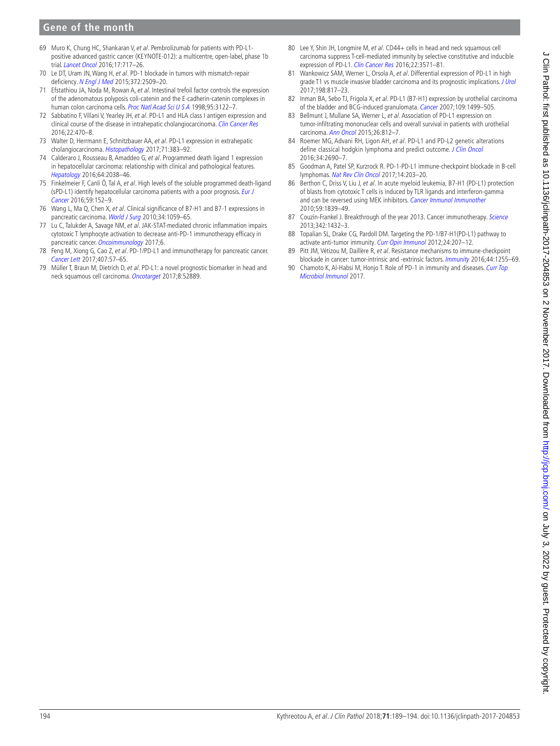69 Muro K, Chung HC, Shankaran V, *et al*. Pembrolizumab for patients with PD-L1-positive advanced gastric cancer (KEYNOTE-012): a multicentre, open-label, phase 1b trial. *Lancet Oncol* 2016;17:717–26.

70 Le DT, Uram JN, Wang H, *et al*. PD-1 blockade in tumors with mismatch-repair deficiency. *N Engl J Med* 2015;372:2509–20.

71 Efstathiou JA, Noda M, Rowan A, *et al*. Intestinal trefoil factor controls the expression of the adenomatous polyposis coli-catenin and the E-cadherin-catenin complexes in human colon carcinoma cells. *Proc Natl Acad Sci U S A* 1998;95:3122–7.

72 Sabbatino F, Villani V, Yearley JH, *et al*. PD-L1 and HLA class I antigen expression and clinical course of the disease in intrahepatic cholangiocarcinoma. *Clin Cancer Res* 2016;22:470–8.

73 Walter D, Herrmann E, Schnitzbauer AA, *et al*. PD-L1 expression in extrahepatic cholangiocarcinoma. *Histopathology* 2017;71:383–92.

74 Calderaro J, Rousseau B, Amaddeo G, *et al*. Programmed death ligand 1 expression in hepatocellular carcinoma: relationship with clinical and pathological features. *Hepatology* 2016;64:2038–46.

75 Finkelmeier F, Canli Ö, Tal A, *et al*. High levels of the soluble programmed death-ligand (sPD-L1) identify hepatocellular carcinoma patients with a poor prognosis. *Eur J Cancer* 2016;59:152–9.

76 Wang L, Ma Q, Chen X, *et al*. Clinical significance of B7-H1 and B7-1 expressions in pancreatic carcinoma. *World J Surg* 2010;34:1059–65.

77 Lu C, Talukder A, Savage NM, *et al*. JAK-STAT-mediated chronic inflammation impairs cytotoxic T lymphocyte activation to decrease anti-PD-1 immunotherapy efficacy in pancreatic cancer. *Oncoimmunology* 2017;6.

78 Feng M, Xiong G, Cao Z, *et al*. PD-1/PD-L1 and immunotherapy for pancreatic cancer. *Cancer Lett* 2017;407:57–65.

79 Müller T, Braun M, Dietrich D, *et al*. PD-L1: a novel prognostic biomarker in head and neck squamous cell carcinoma. *Oncotarget* 2017;8:52889.

80 Lee Y, Shin JH, Longmire M, *et al*. CD44+ cells in head and neck squamous cell carcinoma suppress T-cell-mediated immunity by selective constitutive and inducible expression of PD-L1. *Clin Cancer Res* 2016;22:3571–81.

81 Wankowicz SAM, Werner L, Orsola A, *et al*. Differential expression of PD-L1 in high grade T1 vs muscle invasive bladder carcinoma and its prognostic implications. *J Urol* 2017;198:817–23.

82 Inman BA, Sebo TJ, Frigola X, *et al*. PD-L1 (B7-H1) expression by urothelial carcinoma of the bladder and BCG-induced granulomata. *Cancer* 2007;109:1499–505.

83 Bellmunt J, Mullane SA, Werner L, *et al*. Association of PD-L1 expression on tumor-infiltrating mononuclear cells and overall survival in patients with urothelial carcinoma. *Ann Oncol* 2015;26:812–7.

84 Roemer MG, Advani RH, Ligon AH, *et al*. PD-L1 and PD-L2 genetic alterations define classical hodgkin lymphoma and predict outcome. *J Clin Oncol* 2016;34:2690–7.

85 Goodman A, Patel SP, Kurzrock R. PD-1-PD-L1 immune-checkpoint blockade in B-cell lymphomas. *Nat Rev Clin Oncol* 2017;14:203–20.

86 Berthon C, Driss V, Liu J, *et al*. In acute myeloid leukemia, B7-H1 (PD-L1) protection of blasts from cytotoxic T cells is induced by TLR ligands and interferon-gamma and can be reversed using MEK inhibitors. *Cancer Immunol Immunother* 2010;59:1839–49.

87 Couzin-Frankel J. Breakthrough of the year 2013. Cancer immunotherapy. *Science* 2013;342:1432–3.

88 Topalian SL, Drake CG, Pardoll DM. Targeting the PD-1/B7-H1(PD-L1) pathway to activate anti-tumor immunity. *Curr Opin Immunol* 2012;24:207–12.

89 Pitt JM, Vétizou M, Daillère R, *et al*. Resistance mechanisms to immune-checkpoint blockade in cancer: tumor-intrinsic and -extrinsic factors. *Immunity* 2016;44:1255–69.

90 Chamoto K, Al-Habsi M, Honjo T. Role of PD-1 in immunity and diseases. *Curr Top Microbiol Immunol* 2017.